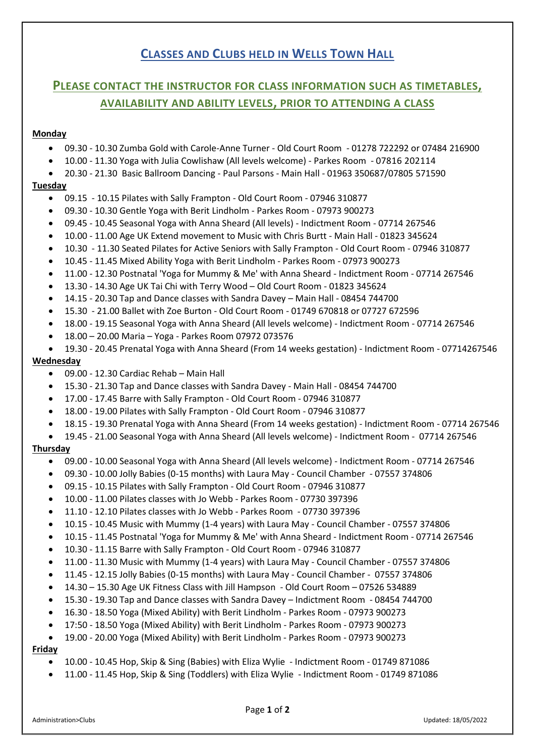# Classes and Clubs held in Wells Town Hall

## Please contact the instructor for class information such as timetables, availability and ability levels, prior to attending a class

**Monday**

- 09.30 - 10.30 Zumba Gold with Carole-Anne Turner - Old Court Room - 01278 722292 or 07484 216900
- 10.00 - 11.30 Yoga with Julia Cowlishaw (All levels welcome) - Parkes Room - 07816 202114
- 20.30 - 21.30 Basic Ballroom Dancing - Paul Parsons - Main Hall - 01963 350687/07805 571590

**Tuesday**

- 09.15 - 10.15 Pilates with Sally Frampton - Old Court Room - 07946 310877
- 09.30 - 10.30 Gentle Yoga with Berit Lindholm - Parkes Room - 07973 900273
- 09.45 - 10.45 Seasonal Yoga with Anna Sheard (All levels) - Indictment Room - 07714 267546
- 10.00 - 11.00 Age UK Extend movement to Music with Chris Burtt - Main Hall - 01823 345624
- 10.30 - 11.30 Seated Pilates for Active Seniors with Sally Frampton - Old Court Room - 07946 310877
- 10.45 - 11.45 Mixed Ability Yoga with Berit Lindholm - Parkes Room - 07973 900273
- 11.00 - 12.30 Postnatal 'Yoga for Mummy & Me' with Anna Sheard - Indictment Room - 07714 267546
- 13.30 - 14.30 Age UK Tai Chi with Terry Wood – Old Court Room - 01823 345624
- 14.15 - 20.30 Tap and Dance classes with Sandra Davey – Main Hall - 08454 744700
- 15.30 - 21.00 Ballet with Zoe Burton - Old Court Room - 01749 670818 or 07727 672596
- 18.00 - 19.15 Seasonal Yoga with Anna Sheard (All levels welcome) - Indictment Room - 07714 267546
- 18.00 – 20.00 Maria – Yoga - Parkes Room 07972 073576
- 19.30 - 20.45 Prenatal Yoga with Anna Sheard (From 14 weeks gestation) - Indictment Room - 07714267546

**Wednesday**

- 09.00 - 12.30 Cardiac Rehab – Main Hall
- 15.30 - 21.30 Tap and Dance classes with Sandra Davey - Main Hall - 08454 744700
- 17.00 - 17.45 Barre with Sally Frampton - Old Court Room - 07946 310877
- 18.00 - 19.00 Pilates with Sally Frampton - Old Court Room - 07946 310877
- 18.15 - 19.30 Prenatal Yoga with Anna Sheard (From 14 weeks gestation) - Indictment Room - 07714 267546
- 19.45 - 21.00 Seasonal Yoga with Anna Sheard (All levels welcome) - Indictment Room - 07714 267546

**Thursday**

- 09.00 - 10.00 Seasonal Yoga with Anna Sheard (All levels welcome) - Indictment Room - 07714 267546
- 09.30 - 10.00 Jolly Babies (0-15 months) with Laura May - Council Chamber - 07557 374806
- 09.15 - 10.15 Pilates with Sally Frampton - Old Court Room - 07946 310877
- 10.00 - 11.00 Pilates classes with Jo Webb - Parkes Room - 07730 397396
- 11.10 - 12.10 Pilates classes with Jo Webb - Parkes Room - 07730 397396
- 10.15 - 10.45 Music with Mummy (1-4 years) with Laura May - Council Chamber - 07557 374806
- 10.15 - 11.45 Postnatal 'Yoga for Mummy & Me' with Anna Sheard - Indictment Room - 07714 267546
- 10.30 - 11.15 Barre with Sally Frampton - Old Court Room - 07946 310877
- 11.00 - 11.30 Music with Mummy (1-4 years) with Laura May - Council Chamber - 07557 374806
- 11.45 - 12.15 Jolly Babies (0-15 months) with Laura May - Council Chamber - 07557 374806
- 14.30 – 15.30 Age UK Fitness Class with Jill Hampson - Old Court Room – 07526 534889
- 15.30 - 19.30 Tap and Dance classes with Sandra Davey – Indictment Room - 08454 744700
- 16.30 - 18.50 Yoga (Mixed Ability) with Berit Lindholm - Parkes Room - 07973 900273
- 17:50 - 18.50 Yoga (Mixed Ability) with Berit Lindholm - Parkes Room - 07973 900273
- 19.00 - 20.00 Yoga (Mixed Ability) with Berit Lindholm - Parkes Room - 07973 900273

**Friday**

- 10.00 - 10.45 Hop, Skip & Sing (Babies) with Eliza Wylie - Indictment Room - 01749 871086
- 11.00 - 11.45 Hop, Skip & Sing (Toddlers) with Eliza Wylie - Indictment Room - 01749 871086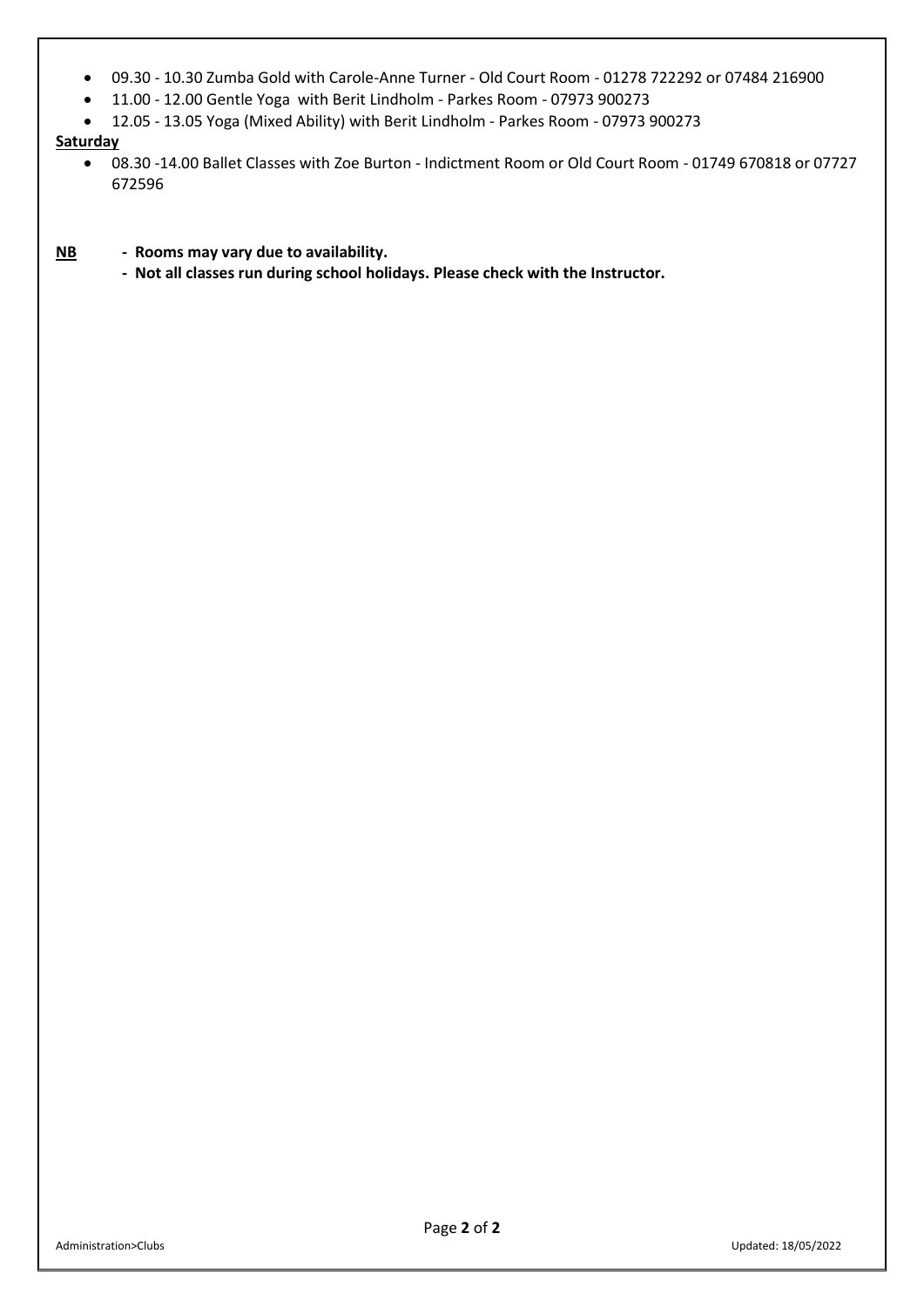- 09.30 - 10.30 Zumba Gold with Carole-Anne Turner - Old Court Room - 01278 722292 or 07484 216900
- 11.00 - 12.00 Gentle Yoga with Berit Lindholm - Parkes Room - 07973 900273
- 12.05 - 13.05 Yoga (Mixed Ability) with Berit Lindholm - Parkes Room - 07973 900273

**Saturday**

- 08.30 -14.00 Ballet Classes with Zoe Burton - Indictment Room or Old Court Room - 01749 670818 or 07727 672596

**NB** - **Rooms may vary due to availability.**
- **Not all classes run during school holidays. Please check with the Instructor.**

Administration>Clubs

Updated: 18/05/2022